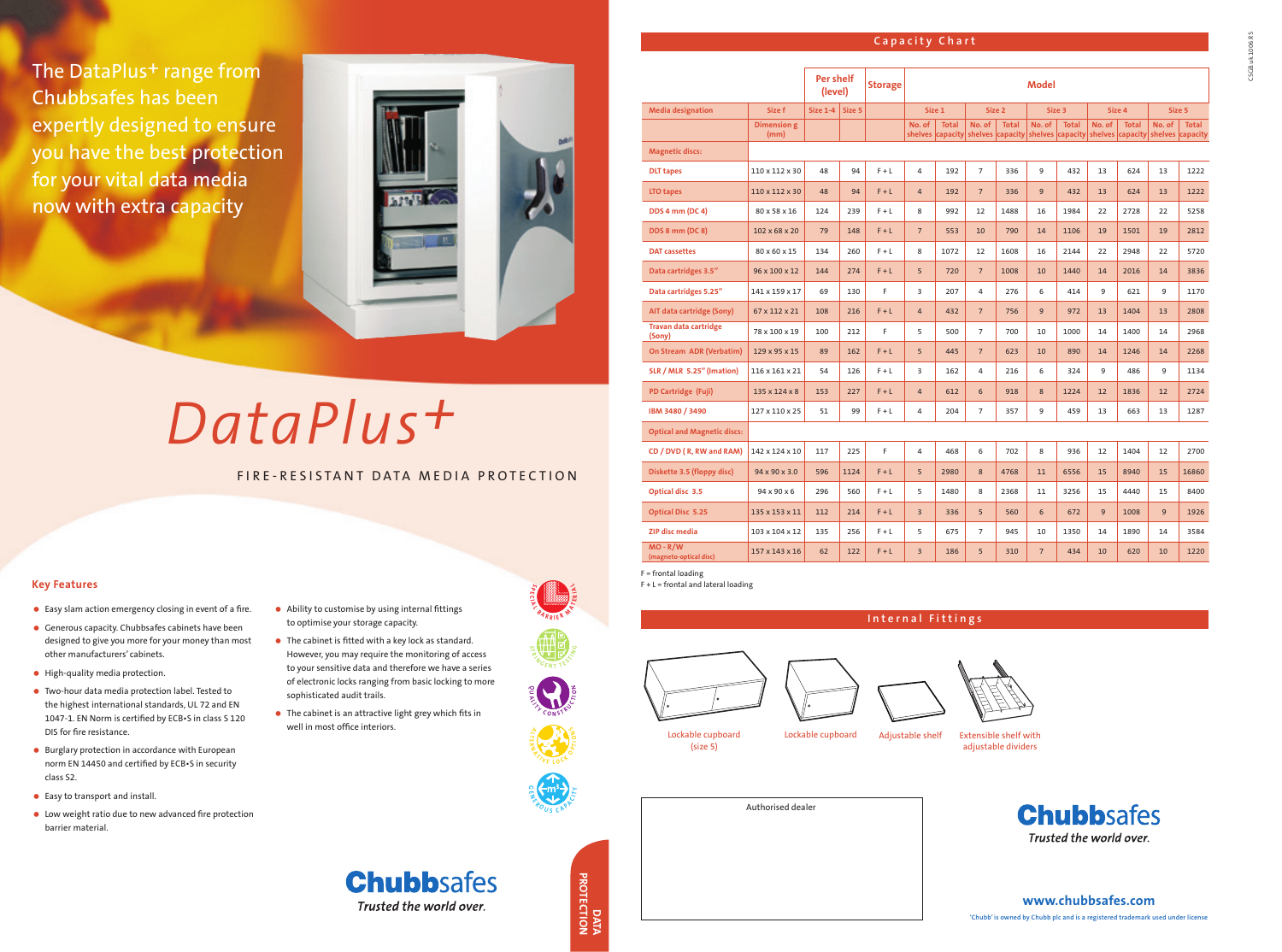The DataPlus+ range from Chubbsafes has been expertly designed to ensure you have the best protection for your vital data media now with extra capacity

# DataPlus+

FIRE-RESISTANT DATA MEDIA PROTECTION

## Key Features

- Easy slam action emergency closing in event of a fire.
- Generous capacity. Chubbsafes cabinets have been designed to give you more for your money than most other manufacturers' cabinets.
- High-quality media protection.
- Two-hour data media protection label. Tested to the highest international standards, UL 72 and EN 1047-1. EN Norm is certified by ECB•S in class S 120 DIS for fire resistance.
- Burglary protection in accordance with European norm EN 14450 and certified by ECB•S in security class S2.
- Easy to transport and install.
- Low weight ratio due to new advanced fire protection barrier material.
- Ability to customise by using internal fittings to optimise your storage capacity.
- The cabinet is fitted with a key lock as standard. However, you may require the monitoring of access to your sensitive data and therefore we have a series of electronic locks ranging from basic locking to more sophisticated audit trails.
- The cabinet is an attractive light grey which fits in well in most office interiors.

SPECIAL BARRIER MATERIAL · STRINGENT TESTING · QUALITY CONSTRUCTION · ALTERNATIVE LOCK OPTIONS · GENEROUS CAPACITY

**Chubbsafes**
*Trusted the world over.*

DATA PROTECTION

## Capacity Chart

| | | Per shelf (level) | | Storage | Model | | | | | | | | | |
|---|---|---|---|---|---|---|---|---|---|---|---|---|---|---|
| Media designation | Size f | Size 1-4 | Size 5 | | Size 1 | | Size 2 | | Size 3 | | Size 4 | | Size 5 | |
| | Dimension g (mm) | | | | No. of shelves | Total capacity | No. of shelves | Total capacity | No. of shelves | Total capacity | No. of shelves | Total capacity | No. of shelves | Total capacity |
| **Magnetic discs:** | | | | | | | | | | | | | | |
| DLT tapes | 110 x 112 x 30 | 48 | 94 | F + L | 4 | 192 | 7 | 336 | 9 | 432 | 13 | 624 | 13 | 1222 |
| LTO tapes | 110 x 112 x 30 | 48 | 94 | F + L | 4 | 192 | 7 | 336 | 9 | 432 | 13 | 624 | 13 | 1222 |
| DDS 4 mm (DC 4) | 80 x 58 x 16 | 124 | 239 | F + L | 8 | 992 | 12 | 1488 | 16 | 1984 | 22 | 2728 | 22 | 5258 |
| DDS 8 mm (DC 8) | 102 x 68 x 20 | 79 | 148 | F + L | 7 | 553 | 10 | 790 | 14 | 1106 | 19 | 1501 | 19 | 2812 |
| DAT cassettes | 80 x 60 x 15 | 134 | 260 | F + L | 8 | 1072 | 12 | 1608 | 16 | 2144 | 22 | 2948 | 22 | 5720 |
| Data cartridges 3.5" | 96 x 100 x 12 | 144 | 274 | F + L | 5 | 720 | 7 | 1008 | 10 | 1440 | 14 | 2016 | 14 | 3836 |
| Data cartridges 5.25" | 141 x 159 x 17 | 69 | 130 | F | 3 | 207 | 4 | 276 | 6 | 414 | 9 | 621 | 9 | 1170 |
| AIT data cartridge (Sony) | 67 x 112 x 21 | 108 | 216 | F + L | 4 | 432 | 7 | 756 | 9 | 972 | 13 | 1404 | 13 | 2808 |
| Travan data cartridge (Sony) | 78 x 100 x 19 | 100 | 212 | F | 5 | 500 | 7 | 700 | 10 | 1000 | 14 | 1400 | 14 | 2968 |
| On Stream ADR (Verbatim) | 129 x 95 x 15 | 89 | 162 | F + L | 5 | 445 | 7 | 623 | 10 | 890 | 14 | 1246 | 14 | 2268 |
| SLR / MLR 5.25" (Imation) | 116 x 161 x 21 | 54 | 126 | F + L | 3 | 162 | 4 | 216 | 6 | 324 | 9 | 486 | 9 | 1134 |
| PD Cartridge (Fuji) | 135 x 124 x 8 | 153 | 227 | F + L | 4 | 612 | 6 | 918 | 8 | 1224 | 12 | 1836 | 12 | 2724 |
| IBM 3480 / 3490 | 127 x 110 x 25 | 51 | 99 | F + L | 4 | 204 | 7 | 357 | 9 | 459 | 13 | 663 | 13 | 1287 |
| **Optical and Magnetic discs:** | | | | | | | | | | | | | | |
| CD / DVD ( R, RW and RAM) | 142 x 124 x 10 | 117 | 225 | F | 4 | 468 | 6 | 702 | 8 | 936 | 12 | 1404 | 12 | 2700 |
| Diskette 3.5 (floppy disc) | 94 x 90 x 3.0 | 596 | 1124 | F + L | 5 | 2980 | 8 | 4768 | 11 | 6556 | 15 | 8940 | 15 | 16860 |
| Optical disc 3.5 | 94 x 90 x 6 | 296 | 560 | F + L | 5 | 1480 | 8 | 2368 | 11 | 3256 | 15 | 4440 | 15 | 8400 |
| Optical Disc 5.25 | 135 x 153 x 11 | 112 | 214 | F + L | 3 | 336 | 5 | 560 | 6 | 672 | 9 | 1008 | 9 | 1926 |
| ZIP disc media | 103 x 104 x 12 | 135 | 256 | F + L | 5 | 675 | 7 | 945 | 10 | 1350 | 14 | 1890 | 14 | 3584 |
| MO - R/W (magneto-optical disc) | 157 x 143 x 16 | 62 | 122 | F + L | 3 | 186 | 5 | 310 | 7 | 434 | 10 | 620 | 10 | 1220 |

F = frontal loading
F + L = frontal and lateral loading

## Internal Fittings

Lockable cupboard (size 5)

Lockable cupboard

Adjustable shelf

Extensible shelf with adjustable dividers

Authorised dealer

**Chubbsafes**
*Trusted the world over.*

**www.chubbsafes.com**

'Chubb' is owned by Chubb plc and is a registered trademark used under license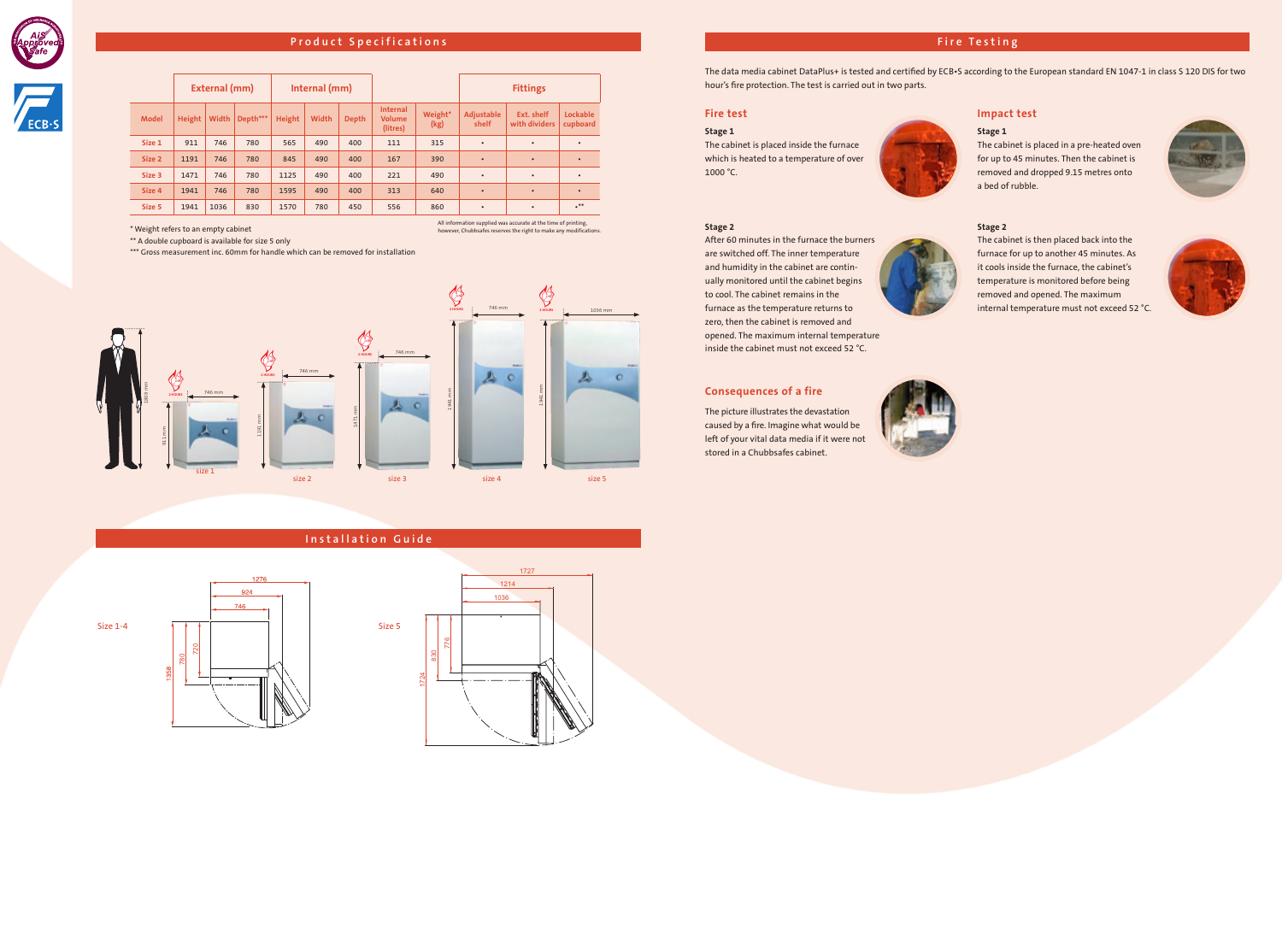## Product Specifications

| | External (mm) | | | Internal (mm) | | | | | Fittings | | |
|---|---|---|---|---|---|---|---|---|---|---|---|
| Model | Height | Width | Depth*** | Height | Width | Depth | Internal Volume (litres) | Weight* (kg) | Adjustable shelf | Ext. shelf with dividers | Lockable cupboard |
| Size 1 | 911 | 746 | 780 | 565 | 490 | 400 | 111 | 315 | • | • | • |
| Size 2 | 1191 | 746 | 780 | 845 | 490 | 400 | 167 | 390 | • | • | • |
| Size 3 | 1471 | 746 | 780 | 1125 | 490 | 400 | 221 | 490 | • | • | • |
| Size 4 | 1941 | 746 | 780 | 1595 | 490 | 400 | 313 | 640 | • | • | • |
| Size 5 | 1941 | 1036 | 830 | 1570 | 780 | 450 | 556 | 860 | • | • | •** |

\* Weight refers to an empty cabinet

** A double cupboard is available for size 5 only

*** Gross measurement inc. 60mm for handle which can be removed for installation

All information supplied was accurate at the time of printing, however, Chubbsafes reserves the right to make any modifications.

1808 mm

911 mm 746 mm size 1

1191 mm 746 mm size 2

1471 mm 746 mm size 3

1941 mm 746 mm size 4

1941 mm 1036 mm size 5

## Installation Guide

Size 1-4

1276
924
746
1358
780
720

Size 5

1727
1214
1036
1724
830
776

## Fire Testing

The data media cabinet DataPlus+ is tested and certified by ECB•S according to the European standard EN 1047-1 in class S 120 DIS for two hour's fire protection. The test is carried out in two parts.

### Fire test

**Stage 1**

The cabinet is placed inside the furnace which is heated to a temperature of over 1000 °C.

**Stage 2**

After 60 minutes in the furnace the burners are switched off. The inner temperature and humidity in the cabinet are continually monitored until the cabinet begins to cool. The cabinet remains in the furnace as the temperature returns to zero, then the cabinet is removed and opened. The maximum internal temperature inside the cabinet must not exceed 52 °C.

### Impact test

**Stage 1**

The cabinet is placed in a pre-heated oven for up to 45 minutes. Then the cabinet is removed and dropped 9.15 metres onto a bed of rubble.

**Stage 2**

The cabinet is then placed back into the furnace for up to another 45 minutes. As it cools inside the furnace, the cabinet's temperature is monitored before being removed and opened. The maximum internal temperature must not exceed 52 °C.

### Consequences of a fire

The picture illustrates the devastation caused by a fire. Imagine what would be left of your vital data media if it were not stored in a Chubbsafes cabinet.